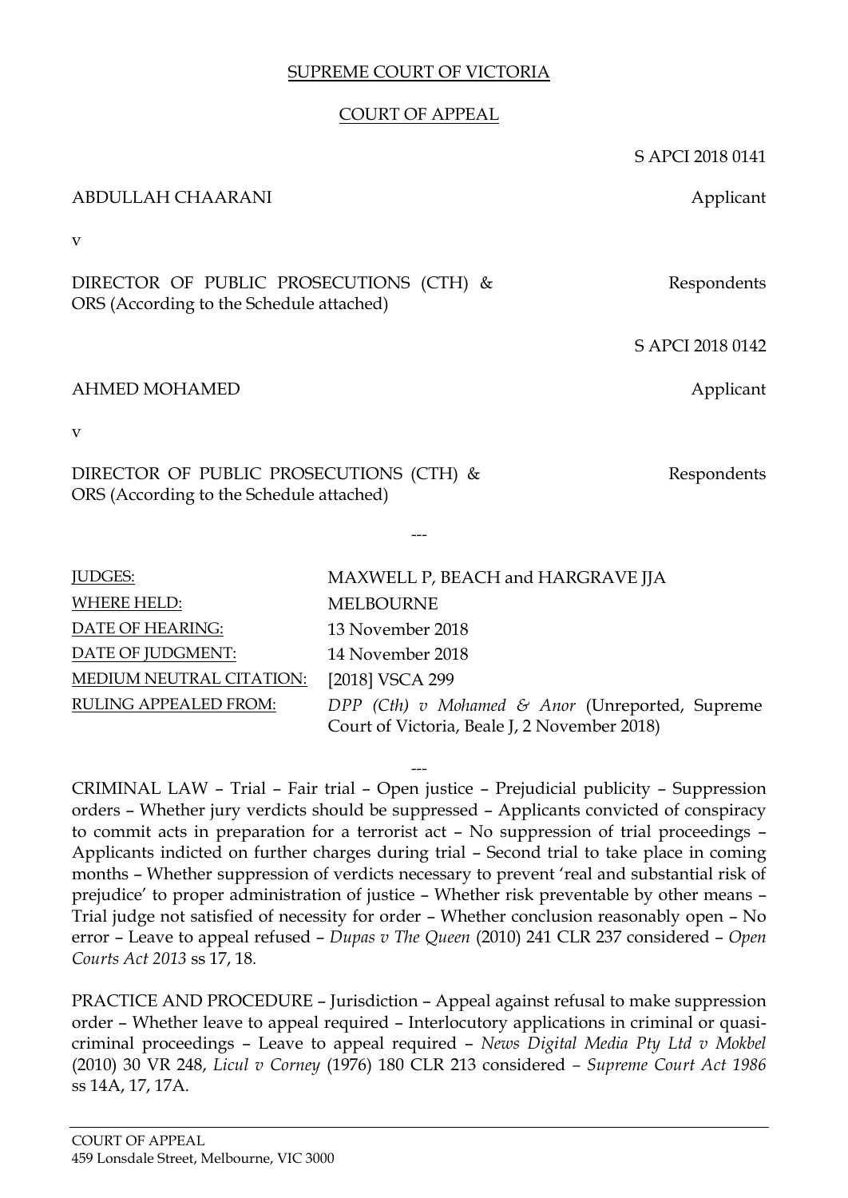SUPREME COURT OF VICTORIA

COURT OF APPEAL

S APCI 2018 0141

ABDULLAH CHAARANI — Applicant

v

DIRECTOR OF PUBLIC PROSECUTIONS (CTH) & ORS (According to the Schedule attached) — Respondents

S APCI 2018 0142

AHMED MOHAMED — Applicant

v

DIRECTOR OF PUBLIC PROSECUTIONS (CTH) & ORS (According to the Schedule attached) — Respondents

---

| | |
|---|---|
| JUDGES: | MAXWELL P, BEACH and HARGRAVE JJA |
| WHERE HELD: | MELBOURNE |
| DATE OF HEARING: | 13 November 2018 |
| DATE OF JUDGMENT: | 14 November 2018 |
| MEDIUM NEUTRAL CITATION: | [2018] VSCA 299 |
| RULING APPEALED FROM: | *DPP (Cth) v Mohamed & Anor* (Unreported, Supreme Court of Victoria, Beale J, 2 November 2018) |

---

CRIMINAL LAW – Trial – Fair trial – Open justice – Prejudicial publicity – Suppression orders – Whether jury verdicts should be suppressed – Applicants convicted of conspiracy to commit acts in preparation for a terrorist act – No suppression of trial proceedings – Applicants indicted on further charges during trial – Second trial to take place in coming months – Whether suppression of verdicts necessary to prevent 'real and substantial risk of prejudice' to proper administration of justice – Whether risk preventable by other means – Trial judge not satisfied of necessity for order – Whether conclusion reasonably open – No error – Leave to appeal refused – *Dupas v The Queen* (2010) 241 CLR 237 considered – *Open Courts Act 2013* ss 17, 18.

PRACTICE AND PROCEDURE – Jurisdiction – Appeal against refusal to make suppression order – Whether leave to appeal required – Interlocutory applications in criminal or quasi-criminal proceedings – Leave to appeal required – *News Digital Media Pty Ltd v Mokbel* (2010) 30 VR 248, *Licul v Corney* (1976) 180 CLR 213 considered – *Supreme Court Act 1986* ss 14A, 17, 17A.

COURT OF APPEAL
459 Lonsdale Street, Melbourne, VIC 3000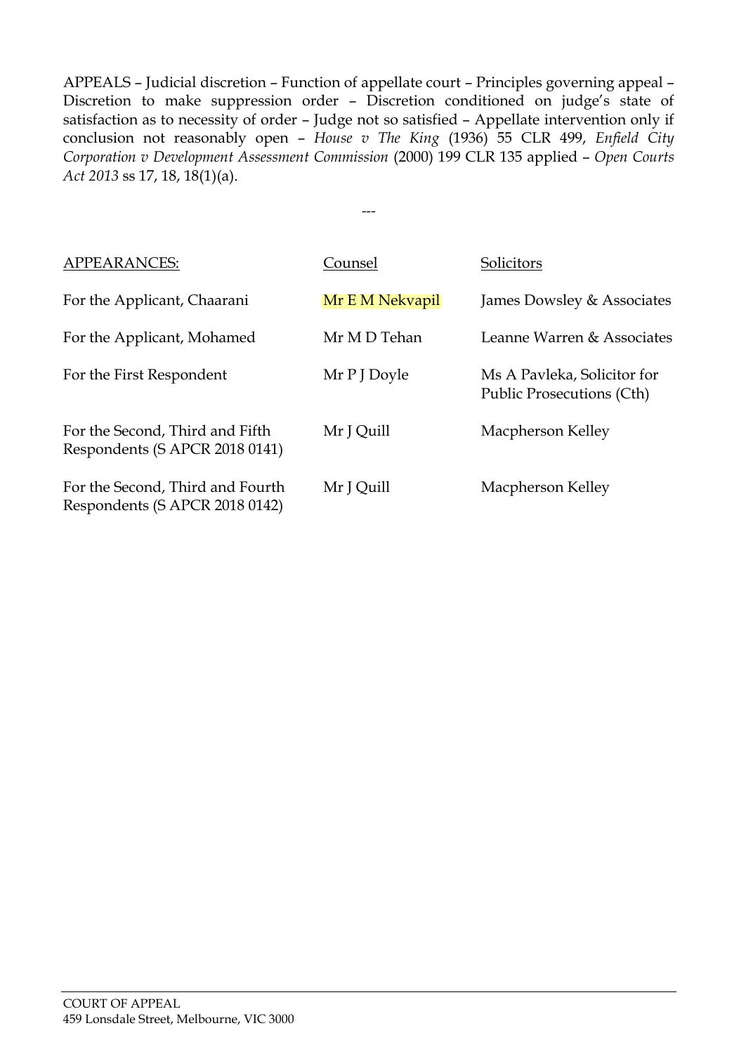APPEALS – Judicial discretion – Function of appellate court – Principles governing appeal – Discretion to make suppression order – Discretion conditioned on judge's state of satisfaction as to necessity of order – Judge not so satisfied – Appellate intervention only if conclusion not reasonably open – *House v The King* (1936) 55 CLR 499, *Enfield City Corporation v Development Assessment Commission* (2000) 199 CLR 135 applied – *Open Courts Act 2013* ss 17, 18, 18(1)(a).

---

| APPEARANCES: | Counsel | Solicitors |
| --- | --- | --- |
| For the Applicant, Chaarani | Mr E M Nekvapil | James Dowsley & Associates |
| For the Applicant, Mohamed | Mr M D Tehan | Leanne Warren & Associates |
| For the First Respondent | Mr P J Doyle | Ms A Pavleka, Solicitor for Public Prosecutions (Cth) |
| For the Second, Third and Fifth Respondents (S APCR 2018 0141) | Mr J Quill | Macpherson Kelley |
| For the Second, Third and Fourth Respondents (S APCR 2018 0142) | Mr J Quill | Macpherson Kelley |

COURT OF APPEAL
459 Lonsdale Street, Melbourne, VIC 3000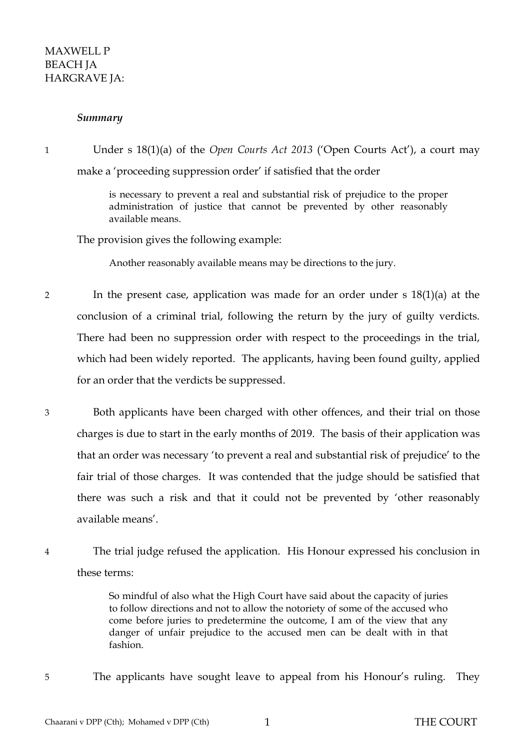MAXWELL P
BEACH JA
HARGRAVE JA:

### *Summary*

1 Under s 18(1)(a) of the *Open Courts Act 2013* ('Open Courts Act'), a court may make a 'proceeding suppression order' if satisfied that the order

> is necessary to prevent a real and substantial risk of prejudice to the proper administration of justice that cannot be prevented by other reasonably available means.

The provision gives the following example:

> Another reasonably available means may be directions to the jury.

2 In the present case, application was made for an order under s 18(1)(a) at the conclusion of a criminal trial, following the return by the jury of guilty verdicts. There had been no suppression order with respect to the proceedings in the trial, which had been widely reported. The applicants, having been found guilty, applied for an order that the verdicts be suppressed.

3 Both applicants have been charged with other offences, and their trial on those charges is due to start in the early months of 2019. The basis of their application was that an order was necessary 'to prevent a real and substantial risk of prejudice' to the fair trial of those charges. It was contended that the judge should be satisfied that there was such a risk and that it could not be prevented by 'other reasonably available means'.

4 The trial judge refused the application. His Honour expressed his conclusion in these terms:

> So mindful of also what the High Court have said about the capacity of juries to follow directions and not to allow the notoriety of some of the accused who come before juries to predetermine the outcome, I am of the view that any danger of unfair prejudice to the accused men can be dealt with in that fashion.

5 The applicants have sought leave to appeal from his Honour's ruling. They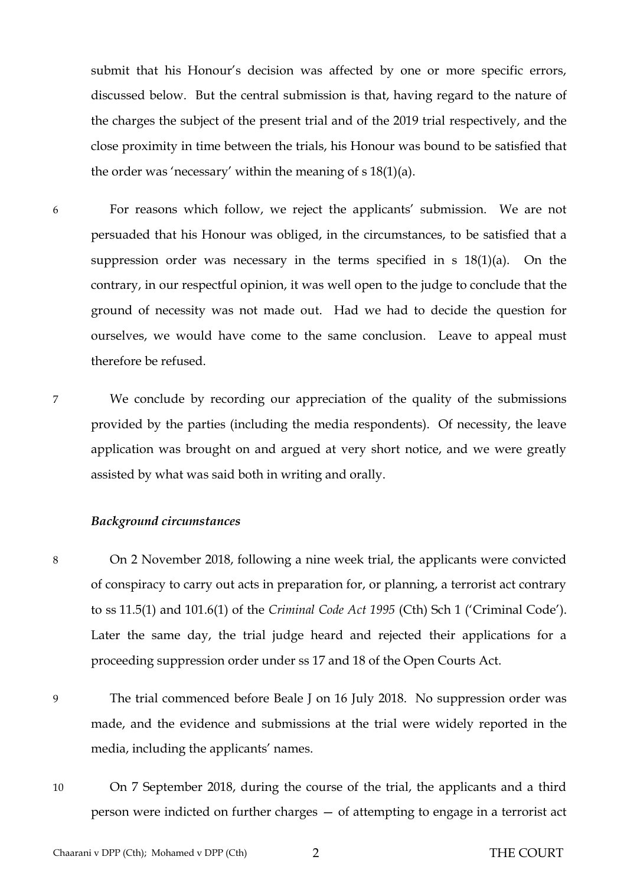submit that his Honour's decision was affected by one or more specific errors, discussed below. But the central submission is that, having regard to the nature of the charges the subject of the present trial and of the 2019 trial respectively, and the close proximity in time between the trials, his Honour was bound to be satisfied that the order was 'necessary' within the meaning of s 18(1)(a).

6 For reasons which follow, we reject the applicants' submission. We are not persuaded that his Honour was obliged, in the circumstances, to be satisfied that a suppression order was necessary in the terms specified in s 18(1)(a). On the contrary, in our respectful opinion, it was well open to the judge to conclude that the ground of necessity was not made out. Had we had to decide the question for ourselves, we would have come to the same conclusion. Leave to appeal must therefore be refused.

7 We conclude by recording our appreciation of the quality of the submissions provided by the parties (including the media respondents). Of necessity, the leave application was brought on and argued at very short notice, and we were greatly assisted by what was said both in writing and orally.

### *Background circumstances*

8 On 2 November 2018, following a nine week trial, the applicants were convicted of conspiracy to carry out acts in preparation for, or planning, a terrorist act contrary to ss 11.5(1) and 101.6(1) of the *Criminal Code Act 1995* (Cth) Sch 1 ('Criminal Code'). Later the same day, the trial judge heard and rejected their applications for a proceeding suppression order under ss 17 and 18 of the Open Courts Act.

9 The trial commenced before Beale J on 16 July 2018. No suppression order was made, and the evidence and submissions at the trial were widely reported in the media, including the applicants' names.

10 On 7 September 2018, during the course of the trial, the applicants and a third person were indicted on further charges — of attempting to engage in a terrorist act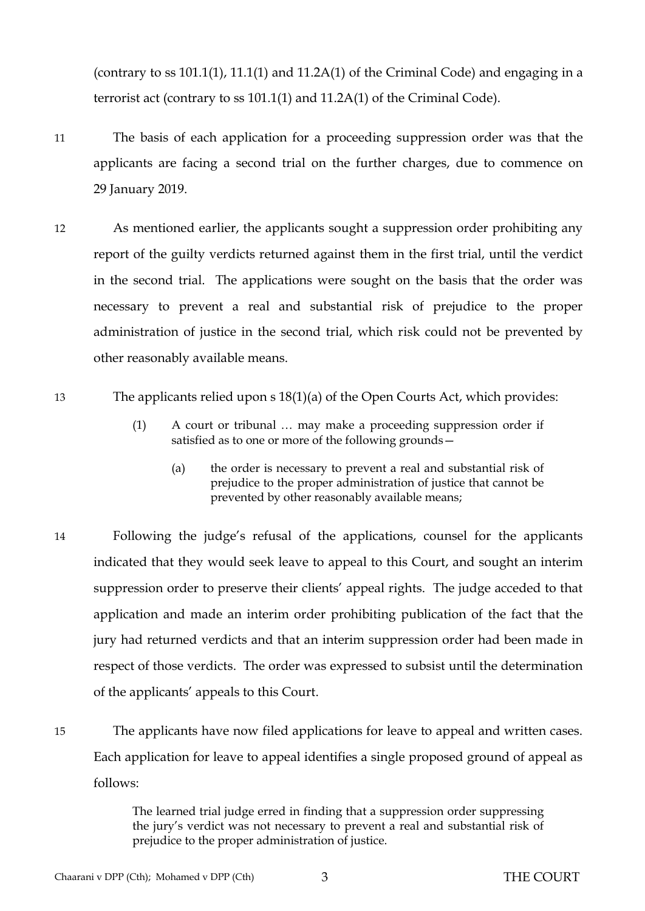(contrary to ss 101.1(1), 11.1(1) and 11.2A(1) of the Criminal Code) and engaging in a terrorist act (contrary to ss 101.1(1) and 11.2A(1) of the Criminal Code).

11 The basis of each application for a proceeding suppression order was that the applicants are facing a second trial on the further charges, due to commence on 29 January 2019.

12 As mentioned earlier, the applicants sought a suppression order prohibiting any report of the guilty verdicts returned against them in the first trial, until the verdict in the second trial. The applications were sought on the basis that the order was necessary to prevent a real and substantial risk of prejudice to the proper administration of justice in the second trial, which risk could not be prevented by other reasonably available means.

13 The applicants relied upon s 18(1)(a) of the Open Courts Act, which provides:

> (1) A court or tribunal … may make a proceeding suppression order if satisfied as to one or more of the following grounds—
>
> (a) the order is necessary to prevent a real and substantial risk of prejudice to the proper administration of justice that cannot be prevented by other reasonably available means;

14 Following the judge's refusal of the applications, counsel for the applicants indicated that they would seek leave to appeal to this Court, and sought an interim suppression order to preserve their clients' appeal rights. The judge acceded to that application and made an interim order prohibiting publication of the fact that the jury had returned verdicts and that an interim suppression order had been made in respect of those verdicts. The order was expressed to subsist until the determination of the applicants' appeals to this Court.

15 The applicants have now filed applications for leave to appeal and written cases. Each application for leave to appeal identifies a single proposed ground of appeal as follows:

> The learned trial judge erred in finding that a suppression order suppressing the jury's verdict was not necessary to prevent a real and substantial risk of prejudice to the proper administration of justice.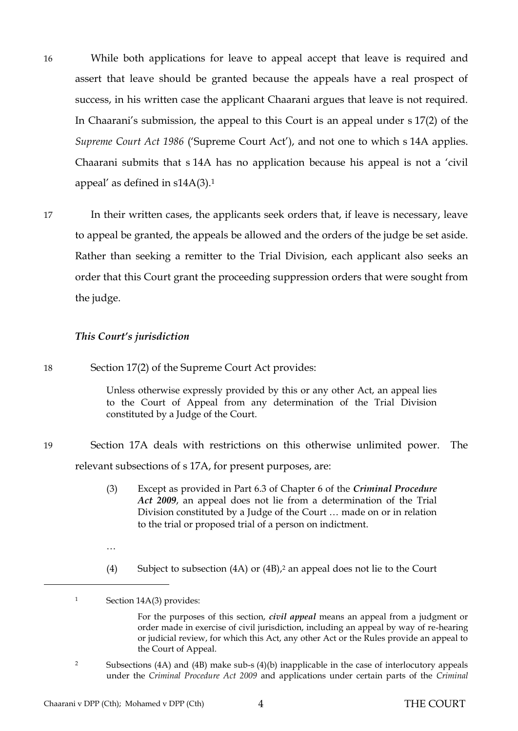16 While both applications for leave to appeal accept that leave is required and assert that leave should be granted because the appeals have a real prospect of success, in his written case the applicant Chaarani argues that leave is not required. In Chaarani's submission, the appeal to this Court is an appeal under s 17(2) of the *Supreme Court Act 1986* ('Supreme Court Act'), and not one to which s 14A applies. Chaarani submits that s 14A has no application because his appeal is not a 'civil appeal' as defined in s14A(3).[1]

17 In their written cases, the applicants seek orders that, if leave is necessary, leave to appeal be granted, the appeals be allowed and the orders of the judge be set aside. Rather than seeking a remitter to the Trial Division, each applicant also seeks an order that this Court grant the proceeding suppression orders that were sought from the judge.

### *This Court's jurisdiction*

18 Section 17(2) of the Supreme Court Act provides:

> Unless otherwise expressly provided by this or any other Act, an appeal lies to the Court of Appeal from any determination of the Trial Division constituted by a Judge of the Court.

19 Section 17A deals with restrictions on this otherwise unlimited power. The relevant subsections of s 17A, for present purposes, are:

> (3) Except as provided in Part 6.3 of Chapter 6 of the ***Criminal Procedure Act 2009***, an appeal does not lie from a determination of the Trial Division constituted by a Judge of the Court … made on or in relation to the trial or proposed trial of a person on indictment.
>
> …
>
> (4) Subject to subsection (4A) or (4B),[2] an appeal does not lie to the Court

---

[1] Section 14A(3) provides:

> For the purposes of this section, ***civil appeal*** means an appeal from a judgment or order made in exercise of civil jurisdiction, including an appeal by way of re-hearing or judicial review, for which this Act, any other Act or the Rules provide an appeal to the Court of Appeal.

[2] Subsections (4A) and (4B) make sub-s (4)(b) inapplicable in the case of interlocutory appeals under the *Criminal Procedure Act 2009* and applications under certain parts of the *Criminal*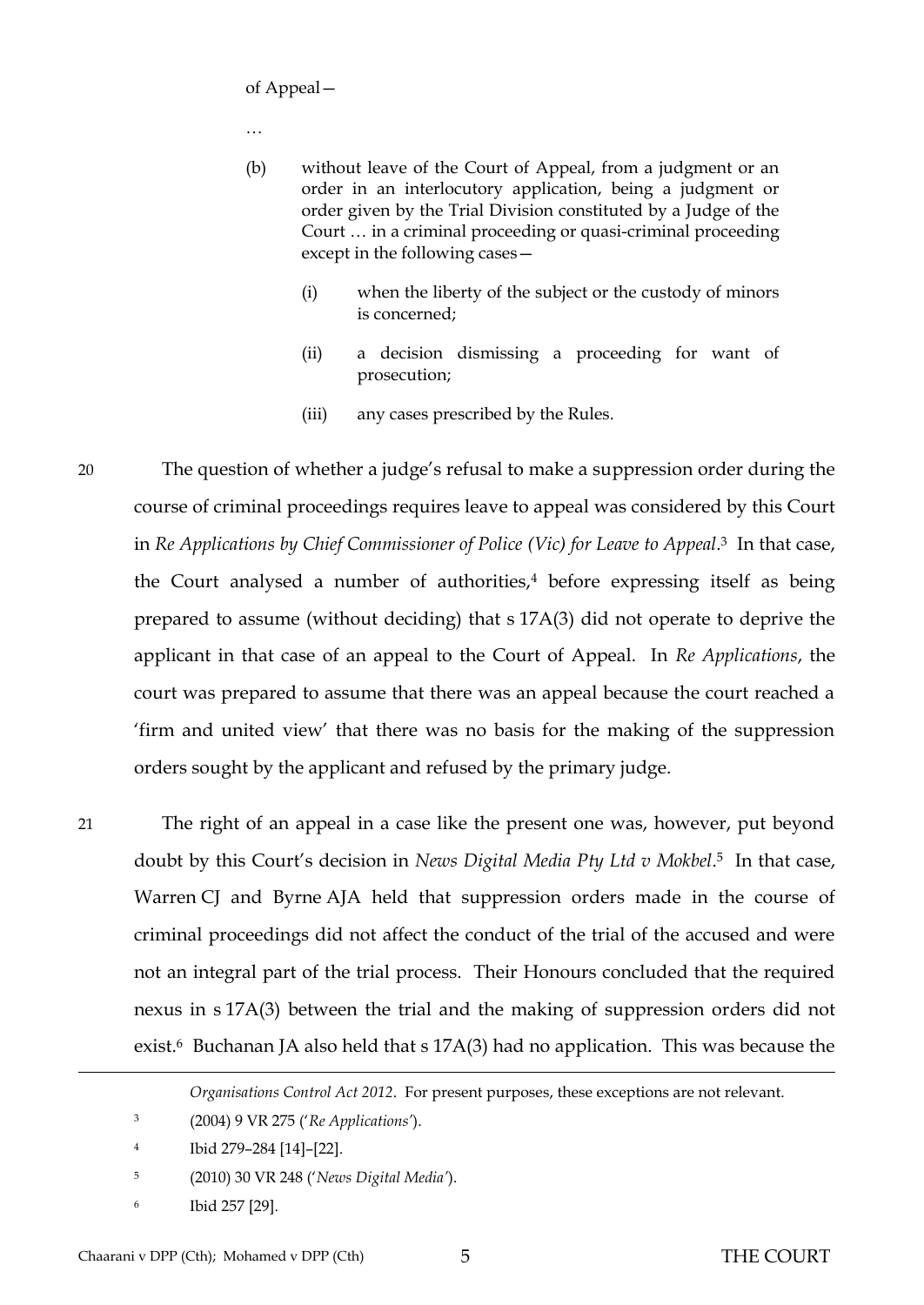of Appeal—

…

(b) without leave of the Court of Appeal, from a judgment or an order in an interlocutory application, being a judgment or order given by the Trial Division constituted by a Judge of the Court … in a criminal proceeding or quasi-criminal proceeding except in the following cases—

(i) when the liberty of the subject or the custody of minors is concerned;

(ii) a decision dismissing a proceeding for want of prosecution;

(iii) any cases prescribed by the Rules.

20 The question of whether a judge's refusal to make a suppression order during the course of criminal proceedings requires leave to appeal was considered by this Court in *Re Applications by Chief Commissioner of Police (Vic) for Leave to Appeal*.[3] In that case, the Court analysed a number of authorities,[4] before expressing itself as being prepared to assume (without deciding) that s 17A(3) did not operate to deprive the applicant in that case of an appeal to the Court of Appeal. In *Re Applications*, the court was prepared to assume that there was an appeal because the court reached a 'firm and united view' that there was no basis for the making of the suppression orders sought by the applicant and refused by the primary judge.

21 The right of an appeal in a case like the present one was, however, put beyond doubt by this Court's decision in *News Digital Media Pty Ltd v Mokbel*.[5] In that case, Warren CJ and Byrne AJA held that suppression orders made in the course of criminal proceedings did not affect the conduct of the trial of the accused and were not an integral part of the trial process. Their Honours concluded that the required nexus in s 17A(3) between the trial and the making of suppression orders did not exist.[6] Buchanan JA also held that s 17A(3) had no application. This was because the

---

*Organisations Control Act 2012*. For present purposes, these exceptions are not relevant.

[3] (2004) 9 VR 275 ('*Re Applications*').

[4] Ibid 279–284 [14]–[22].

[5] (2010) 30 VR 248 ('*News Digital Media*').

[6] Ibid 257 [29].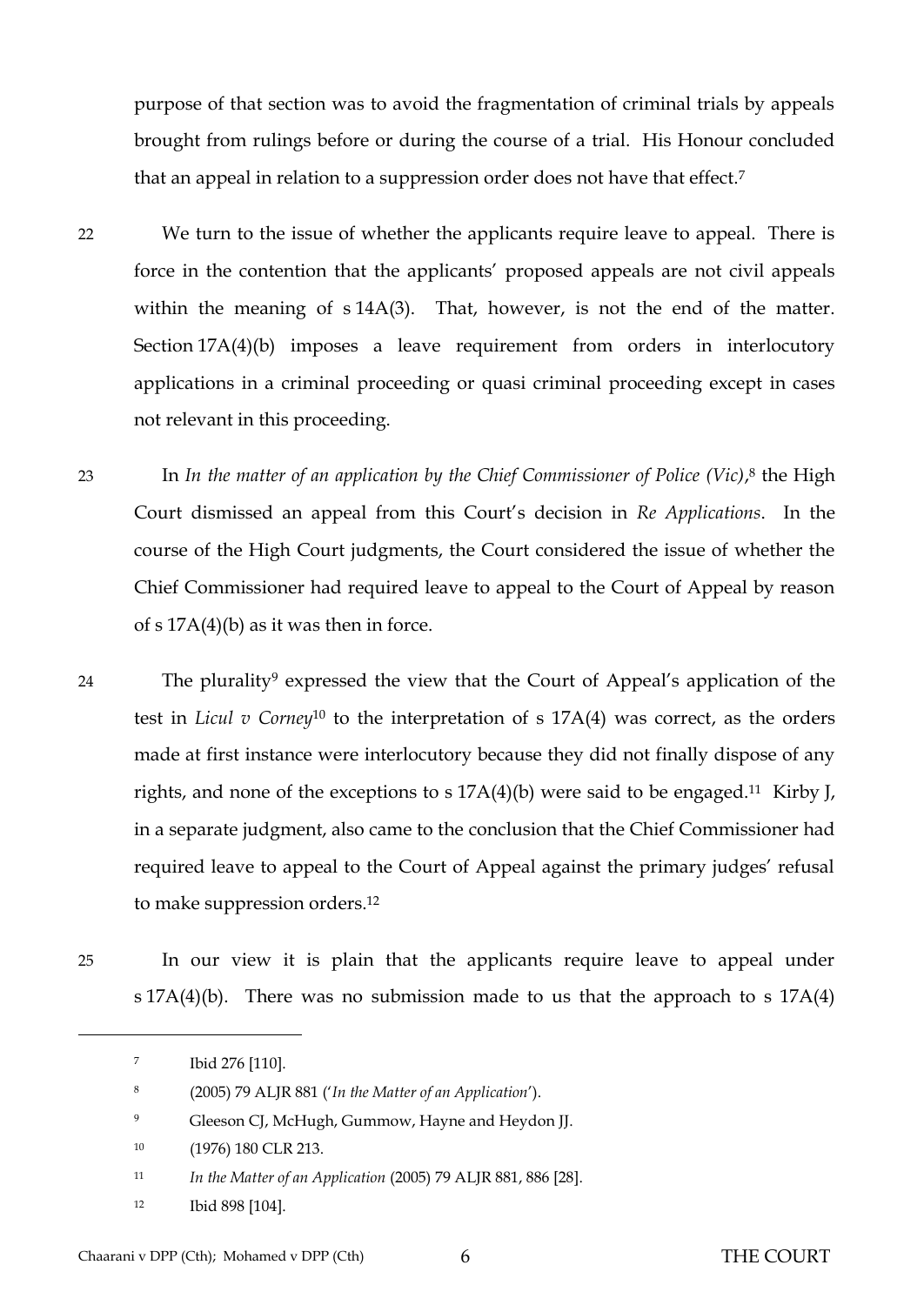purpose of that section was to avoid the fragmentation of criminal trials by appeals brought from rulings before or during the course of a trial. His Honour concluded that an appeal in relation to a suppression order does not have that effect.[7]

22 We turn to the issue of whether the applicants require leave to appeal. There is force in the contention that the applicants' proposed appeals are not civil appeals within the meaning of s 14A(3). That, however, is not the end of the matter. Section 17A(4)(b) imposes a leave requirement from orders in interlocutory applications in a criminal proceeding or quasi criminal proceeding except in cases not relevant in this proceeding.

23 In *In the matter of an application by the Chief Commissioner of Police (Vic)*,[8] the High Court dismissed an appeal from this Court's decision in *Re Applications*. In the course of the High Court judgments, the Court considered the issue of whether the Chief Commissioner had required leave to appeal to the Court of Appeal by reason of s 17A(4)(b) as it was then in force.

24 The plurality[9] expressed the view that the Court of Appeal's application of the test in *Licul v Corney*[10] to the interpretation of s 17A(4) was correct, as the orders made at first instance were interlocutory because they did not finally dispose of any rights, and none of the exceptions to s 17A(4)(b) were said to be engaged.[11] Kirby J, in a separate judgment, also came to the conclusion that the Chief Commissioner had required leave to appeal to the Court of Appeal against the primary judges' refusal to make suppression orders.[12]

25 In our view it is plain that the applicants require leave to appeal under s 17A(4)(b). There was no submission made to us that the approach to s 17A(4)

---

[7] Ibid 276 [110].

[8] (2005) 79 ALJR 881 ('*In the Matter of an Application*').

[9] Gleeson CJ, McHugh, Gummow, Hayne and Heydon JJ.

[10] (1976) 180 CLR 213.

[11] *In the Matter of an Application* (2005) 79 ALJR 881, 886 [28].

[12] Ibid 898 [104].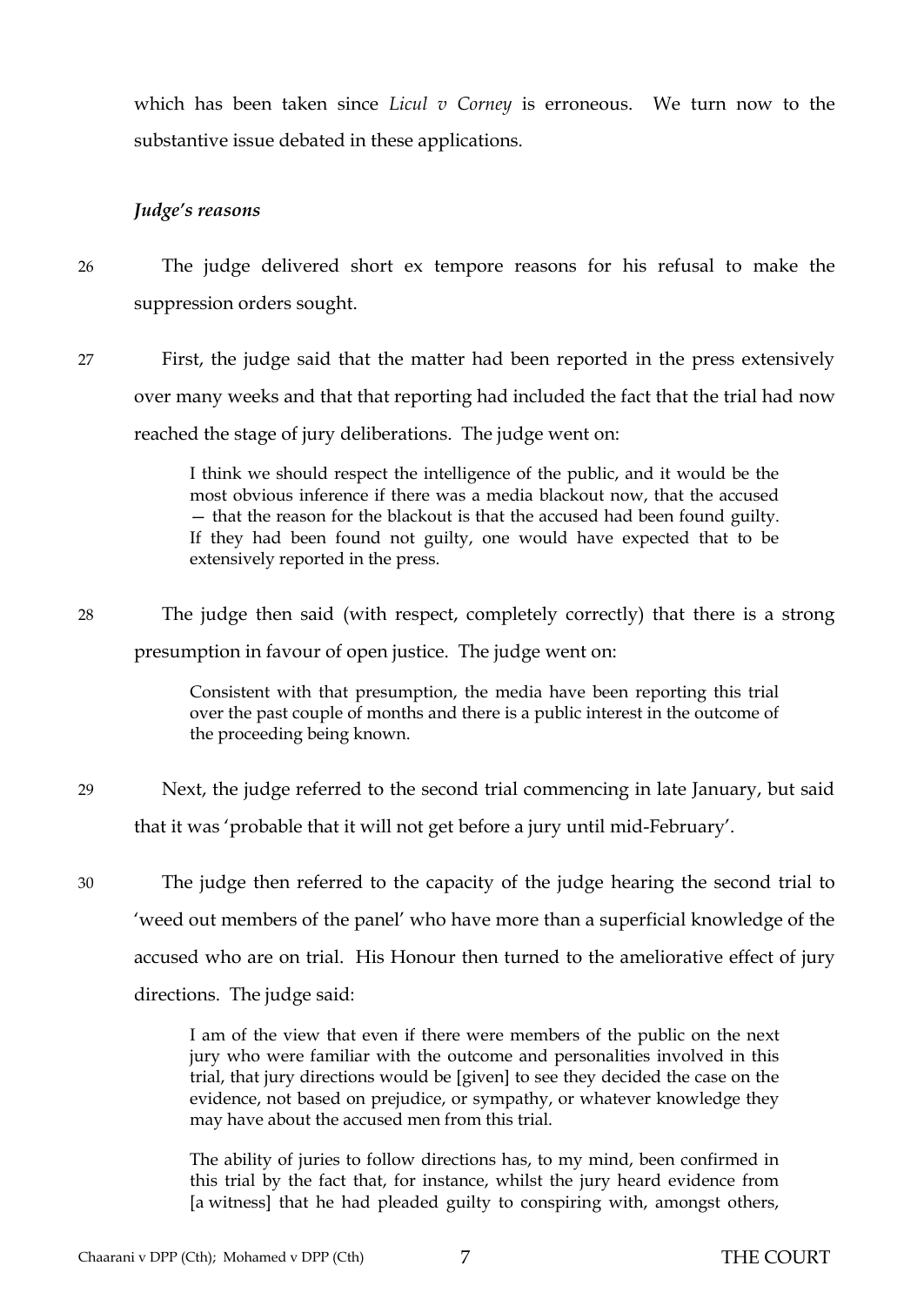which has been taken since *Licul v Corney* is erroneous. We turn now to the substantive issue debated in these applications.

### *Judge's reasons*

26 The judge delivered short ex tempore reasons for his refusal to make the suppression orders sought.

27 First, the judge said that the matter had been reported in the press extensively over many weeks and that that reporting had included the fact that the trial had now reached the stage of jury deliberations. The judge went on:

> I think we should respect the intelligence of the public, and it would be the most obvious inference if there was a media blackout now, that the accused — that the reason for the blackout is that the accused had been found guilty. If they had been found not guilty, one would have expected that to be extensively reported in the press.

28 The judge then said (with respect, completely correctly) that there is a strong presumption in favour of open justice. The judge went on:

> Consistent with that presumption, the media have been reporting this trial over the past couple of months and there is a public interest in the outcome of the proceeding being known.

29 Next, the judge referred to the second trial commencing in late January, but said that it was 'probable that it will not get before a jury until mid-February'.

30 The judge then referred to the capacity of the judge hearing the second trial to 'weed out members of the panel' who have more than a superficial knowledge of the accused who are on trial. His Honour then turned to the ameliorative effect of jury directions. The judge said:

> I am of the view that even if there were members of the public on the next jury who were familiar with the outcome and personalities involved in this trial, that jury directions would be [given] to see they decided the case on the evidence, not based on prejudice, or sympathy, or whatever knowledge they may have about the accused men from this trial.
>
> The ability of juries to follow directions has, to my mind, been confirmed in this trial by the fact that, for instance, whilst the jury heard evidence from [a witness] that he had pleaded guilty to conspiring with, amongst others,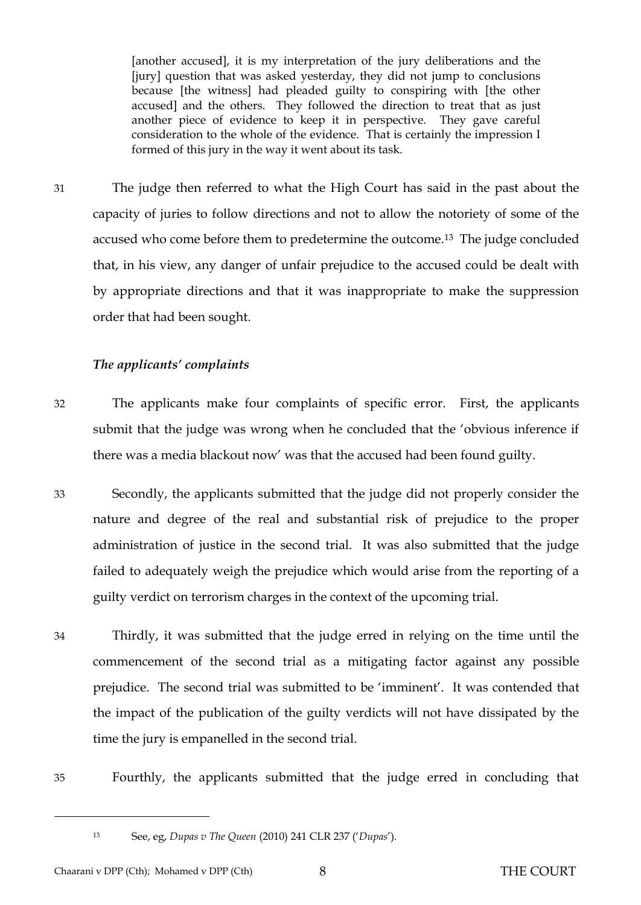> [another accused], it is my interpretation of the jury deliberations and the [jury] question that was asked yesterday, they did not jump to conclusions because [the witness] had pleaded guilty to conspiring with [the other accused] and the others. They followed the direction to treat that as just another piece of evidence to keep it in perspective. They gave careful consideration to the whole of the evidence. That is certainly the impression I formed of this jury in the way it went about its task.

31 The judge then referred to what the High Court has said in the past about the capacity of juries to follow directions and not to allow the notoriety of some of the accused who come before them to predetermine the outcome.[13] The judge concluded that, in his view, any danger of unfair prejudice to the accused could be dealt with by appropriate directions and that it was inappropriate to make the suppression order that had been sought.

### *The applicants' complaints*

32 The applicants make four complaints of specific error. First, the applicants submit that the judge was wrong when he concluded that the 'obvious inference if there was a media blackout now' was that the accused had been found guilty.

33 Secondly, the applicants submitted that the judge did not properly consider the nature and degree of the real and substantial risk of prejudice to the proper administration of justice in the second trial. It was also submitted that the judge failed to adequately weigh the prejudice which would arise from the reporting of a guilty verdict on terrorism charges in the context of the upcoming trial.

34 Thirdly, it was submitted that the judge erred in relying on the time until the commencement of the second trial as a mitigating factor against any possible prejudice. The second trial was submitted to be 'imminent'. It was contended that the impact of the publication of the guilty verdicts will not have dissipated by the time the jury is empanelled in the second trial.

35 Fourthly, the applicants submitted that the judge erred in concluding that

---

[13] See, eg, *Dupas v The Queen* (2010) 241 CLR 237 ('*Dupas*').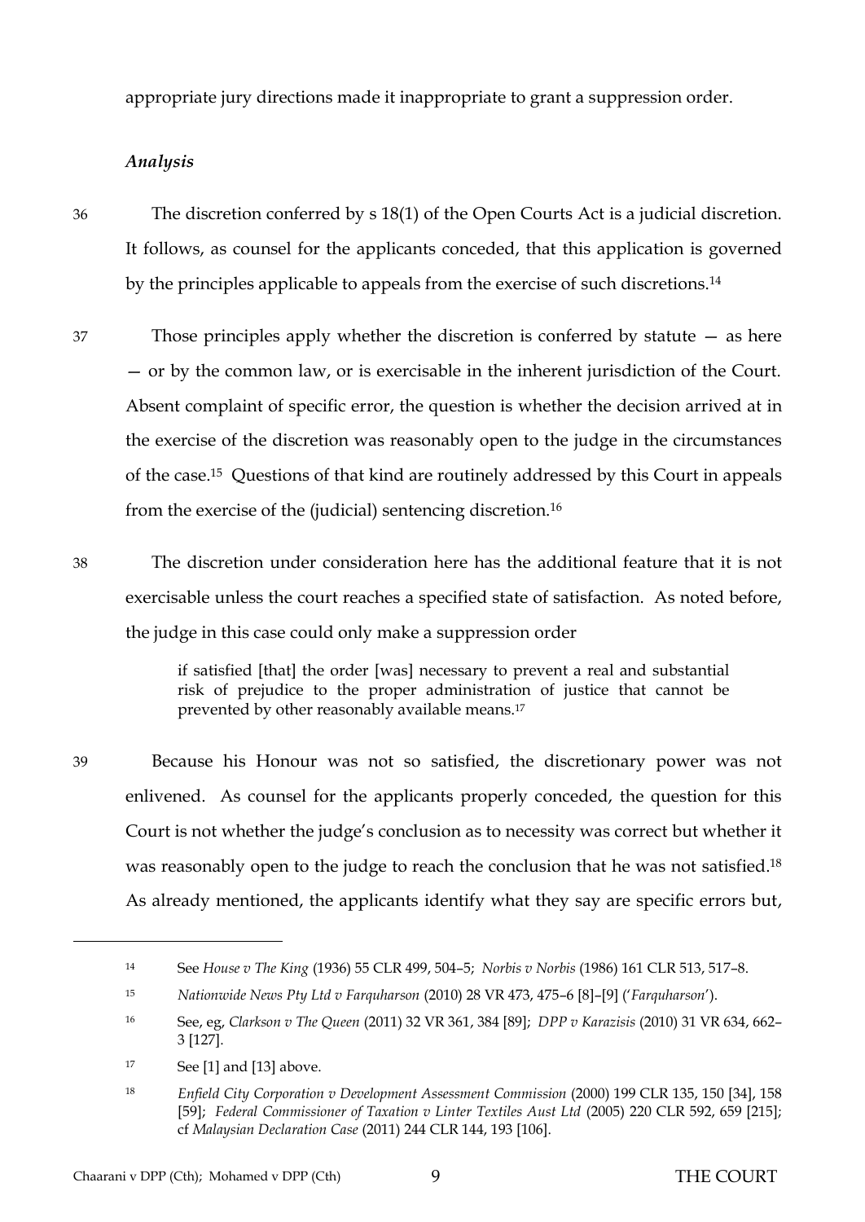appropriate jury directions made it inappropriate to grant a suppression order.

### *Analysis*

36 The discretion conferred by s 18(1) of the Open Courts Act is a judicial discretion. It follows, as counsel for the applicants conceded, that this application is governed by the principles applicable to appeals from the exercise of such discretions.[14]

37 Those principles apply whether the discretion is conferred by statute — as here — or by the common law, or is exercisable in the inherent jurisdiction of the Court. Absent complaint of specific error, the question is whether the decision arrived at in the exercise of the discretion was reasonably open to the judge in the circumstances of the case.[15] Questions of that kind are routinely addressed by this Court in appeals from the exercise of the (judicial) sentencing discretion.[16]

38 The discretion under consideration here has the additional feature that it is not exercisable unless the court reaches a specified state of satisfaction. As noted before, the judge in this case could only make a suppression order

> if satisfied [that] the order [was] necessary to prevent a real and substantial risk of prejudice to the proper administration of justice that cannot be prevented by other reasonably available means.[17]

39 Because his Honour was not so satisfied, the discretionary power was not enlivened. As counsel for the applicants properly conceded, the question for this Court is not whether the judge's conclusion as to necessity was correct but whether it was reasonably open to the judge to reach the conclusion that he was not satisfied.[18] As already mentioned, the applicants identify what they say are specific errors but,

---

[14] See *House v The King* (1936) 55 CLR 499, 504–5; *Norbis v Norbis* (1986) 161 CLR 513, 517–8.

[15] *Nationwide News Pty Ltd v Farquharson* (2010) 28 VR 473, 475–6 [8]–[9] ('*Farquharson*').

[16] See, eg, *Clarkson v The Queen* (2011) 32 VR 361, 384 [89]; *DPP v Karazisis* (2010) 31 VR 634, 662–3 [127].

[17] See [1] and [13] above.

[18] *Enfield City Corporation v Development Assessment Commission* (2000) 199 CLR 135, 150 [34], 158 [59]; *Federal Commissioner of Taxation v Linter Textiles Aust Ltd* (2005) 220 CLR 592, 659 [215]; cf *Malaysian Declaration Case* (2011) 244 CLR 144, 193 [106].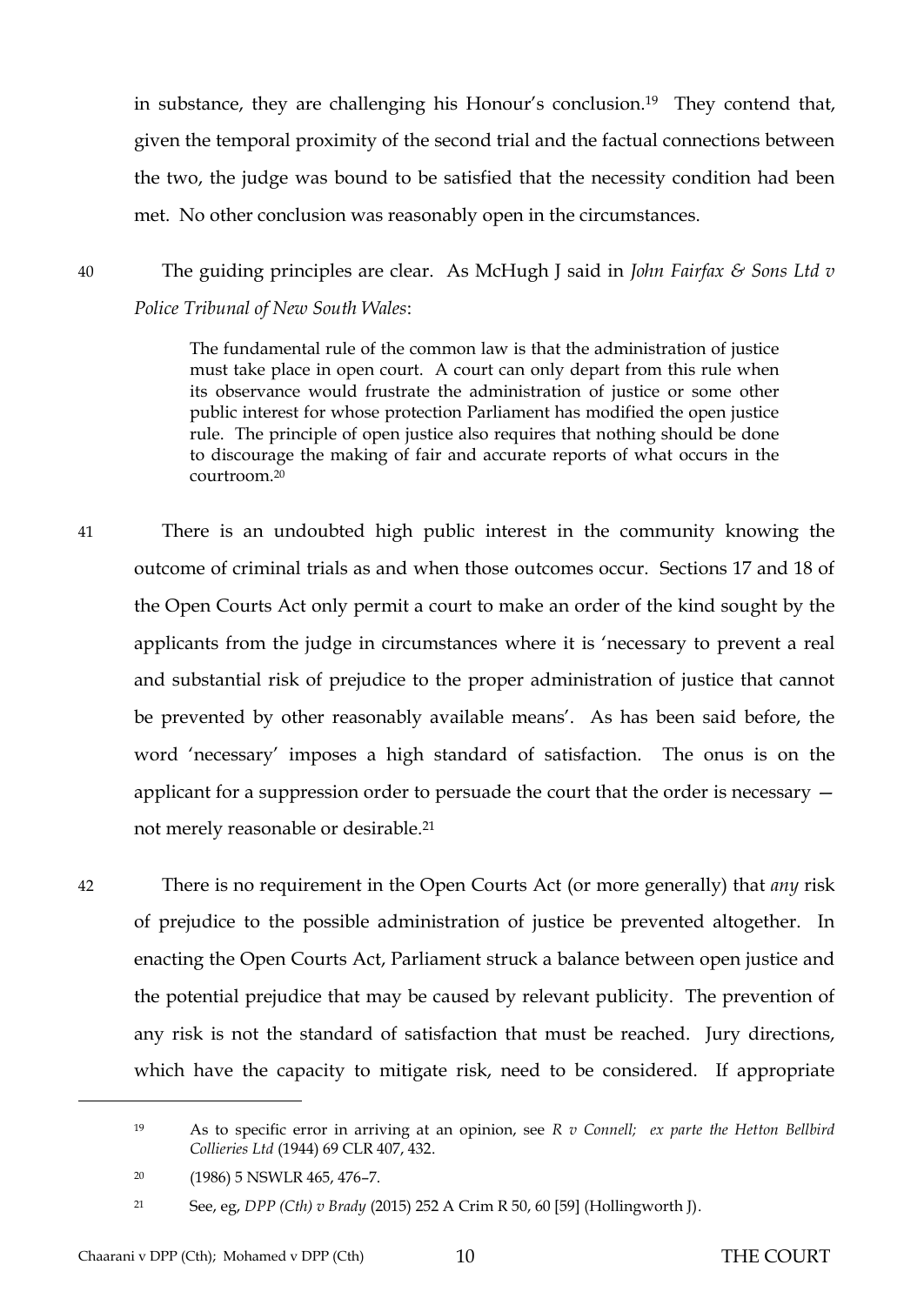in substance, they are challenging his Honour's conclusion.[19] They contend that, given the temporal proximity of the second trial and the factual connections between the two, the judge was bound to be satisfied that the necessity condition had been met. No other conclusion was reasonably open in the circumstances.

40 The guiding principles are clear. As McHugh J said in *John Fairfax & Sons Ltd v Police Tribunal of New South Wales*:

> The fundamental rule of the common law is that the administration of justice must take place in open court. A court can only depart from this rule when its observance would frustrate the administration of justice or some other public interest for whose protection Parliament has modified the open justice rule. The principle of open justice also requires that nothing should be done to discourage the making of fair and accurate reports of what occurs in the courtroom.[20]

41 There is an undoubted high public interest in the community knowing the outcome of criminal trials as and when those outcomes occur. Sections 17 and 18 of the Open Courts Act only permit a court to make an order of the kind sought by the applicants from the judge in circumstances where it is 'necessary to prevent a real and substantial risk of prejudice to the proper administration of justice that cannot be prevented by other reasonably available means'. As has been said before, the word 'necessary' imposes a high standard of satisfaction. The onus is on the applicant for a suppression order to persuade the court that the order is necessary — not merely reasonable or desirable.[21]

42 There is no requirement in the Open Courts Act (or more generally) that *any* risk of prejudice to the possible administration of justice be prevented altogether. In enacting the Open Courts Act, Parliament struck a balance between open justice and the potential prejudice that may be caused by relevant publicity. The prevention of any risk is not the standard of satisfaction that must be reached. Jury directions, which have the capacity to mitigate risk, need to be considered. If appropriate

---

[19] As to specific error in arriving at an opinion, see *R v Connell; ex parte the Hetton Bellbird Collieries Ltd* (1944) 69 CLR 407, 432.

[20] (1986) 5 NSWLR 465, 476–7.

[21] See, eg, *DPP (Cth) v Brady* (2015) 252 A Crim R 50, 60 [59] (Hollingworth J).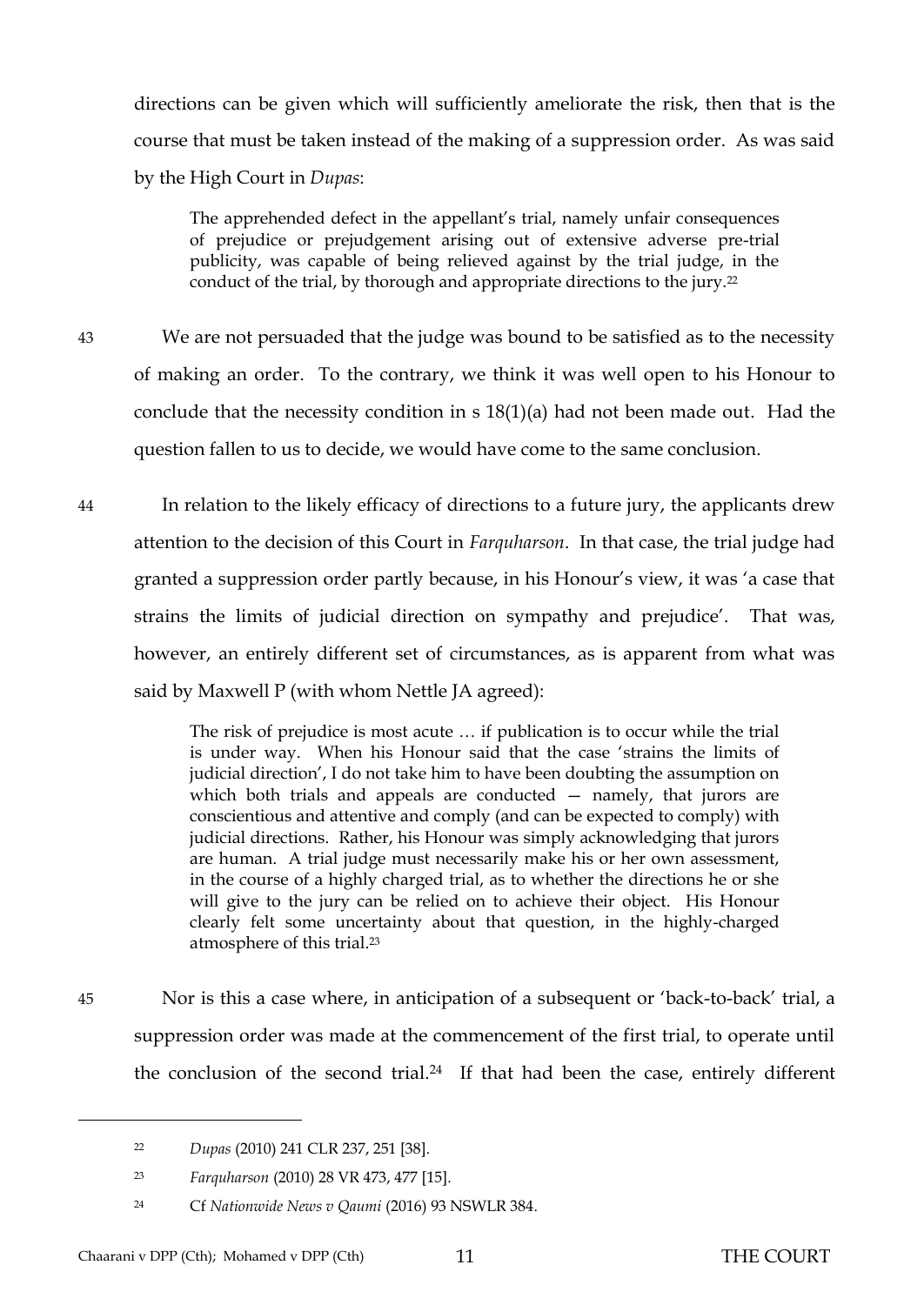directions can be given which will sufficiently ameliorate the risk, then that is the course that must be taken instead of the making of a suppression order. As was said by the High Court in *Dupas*:

> The apprehended defect in the appellant's trial, namely unfair consequences of prejudice or prejudgement arising out of extensive adverse pre-trial publicity, was capable of being relieved against by the trial judge, in the conduct of the trial, by thorough and appropriate directions to the jury.[22]

43 We are not persuaded that the judge was bound to be satisfied as to the necessity of making an order. To the contrary, we think it was well open to his Honour to conclude that the necessity condition in s 18(1)(a) had not been made out. Had the question fallen to us to decide, we would have come to the same conclusion.

44 In relation to the likely efficacy of directions to a future jury, the applicants drew attention to the decision of this Court in *Farquharson*. In that case, the trial judge had granted a suppression order partly because, in his Honour's view, it was 'a case that strains the limits of judicial direction on sympathy and prejudice'. That was, however, an entirely different set of circumstances, as is apparent from what was said by Maxwell P (with whom Nettle JA agreed):

> The risk of prejudice is most acute … if publication is to occur while the trial is under way. When his Honour said that the case 'strains the limits of judicial direction', I do not take him to have been doubting the assumption on which both trials and appeals are conducted — namely, that jurors are conscientious and attentive and comply (and can be expected to comply) with judicial directions. Rather, his Honour was simply acknowledging that jurors are human. A trial judge must necessarily make his or her own assessment, in the course of a highly charged trial, as to whether the directions he or she will give to the jury can be relied on to achieve their object. His Honour clearly felt some uncertainty about that question, in the highly-charged atmosphere of this trial.[23]

45 Nor is this a case where, in anticipation of a subsequent or 'back-to-back' trial, a suppression order was made at the commencement of the first trial, to operate until the conclusion of the second trial.[24] If that had been the case, entirely different

---

[22] *Dupas* (2010) 241 CLR 237, 251 [38].

[23] *Farquharson* (2010) 28 VR 473, 477 [15].

[24] Cf *Nationwide News v Qaumi* (2016) 93 NSWLR 384.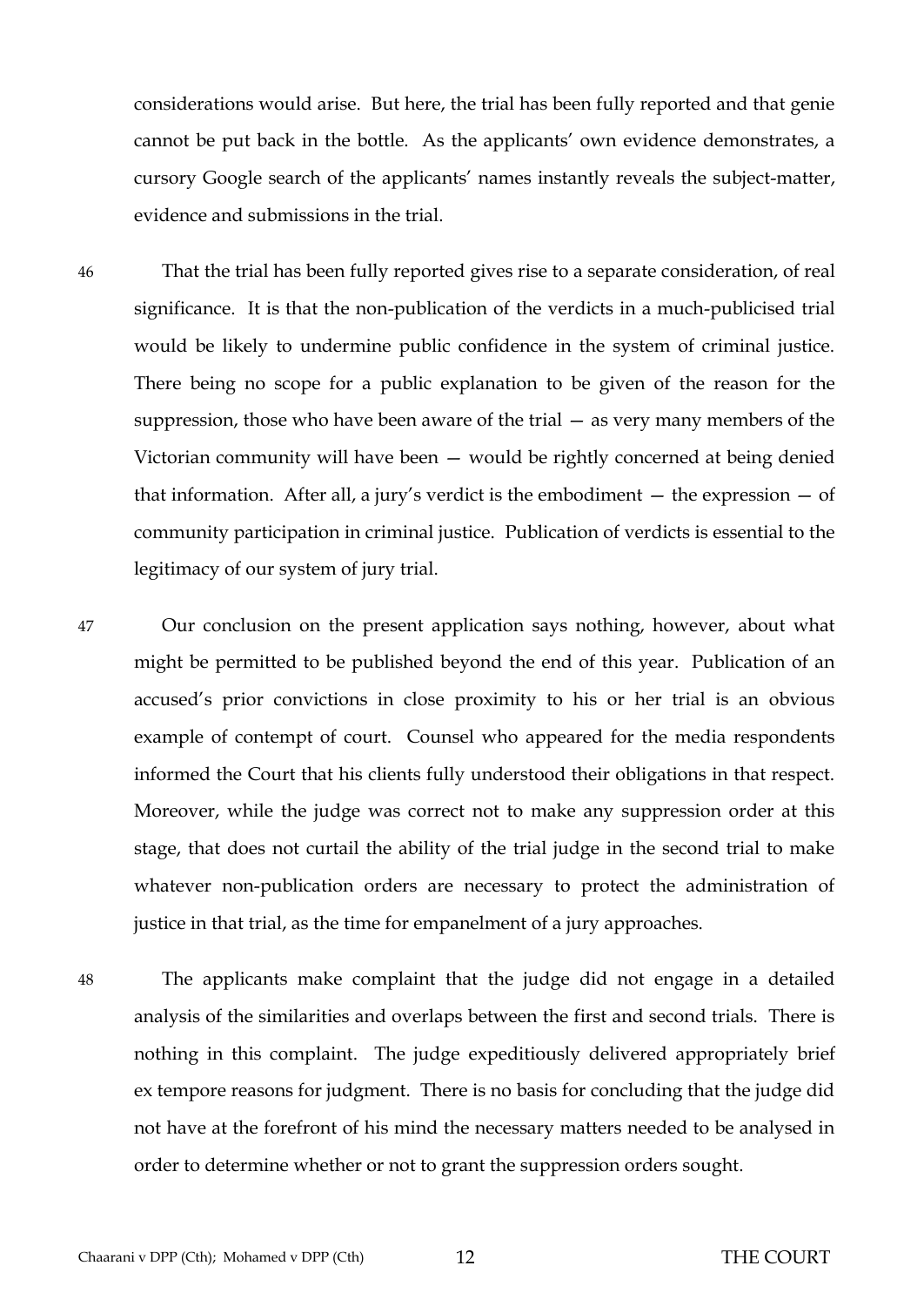considerations would arise. But here, the trial has been fully reported and that genie cannot be put back in the bottle. As the applicants' own evidence demonstrates, a cursory Google search of the applicants' names instantly reveals the subject-matter, evidence and submissions in the trial.

46 That the trial has been fully reported gives rise to a separate consideration, of real significance. It is that the non-publication of the verdicts in a much-publicised trial would be likely to undermine public confidence in the system of criminal justice. There being no scope for a public explanation to be given of the reason for the suppression, those who have been aware of the trial — as very many members of the Victorian community will have been — would be rightly concerned at being denied that information. After all, a jury's verdict is the embodiment — the expression — of community participation in criminal justice. Publication of verdicts is essential to the legitimacy of our system of jury trial.

47 Our conclusion on the present application says nothing, however, about what might be permitted to be published beyond the end of this year. Publication of an accused's prior convictions in close proximity to his or her trial is an obvious example of contempt of court. Counsel who appeared for the media respondents informed the Court that his clients fully understood their obligations in that respect. Moreover, while the judge was correct not to make any suppression order at this stage, that does not curtail the ability of the trial judge in the second trial to make whatever non-publication orders are necessary to protect the administration of justice in that trial, as the time for empanelment of a jury approaches.

48 The applicants make complaint that the judge did not engage in a detailed analysis of the similarities and overlaps between the first and second trials. There is nothing in this complaint. The judge expeditiously delivered appropriately brief ex tempore reasons for judgment. There is no basis for concluding that the judge did not have at the forefront of his mind the necessary matters needed to be analysed in order to determine whether or not to grant the suppression orders sought.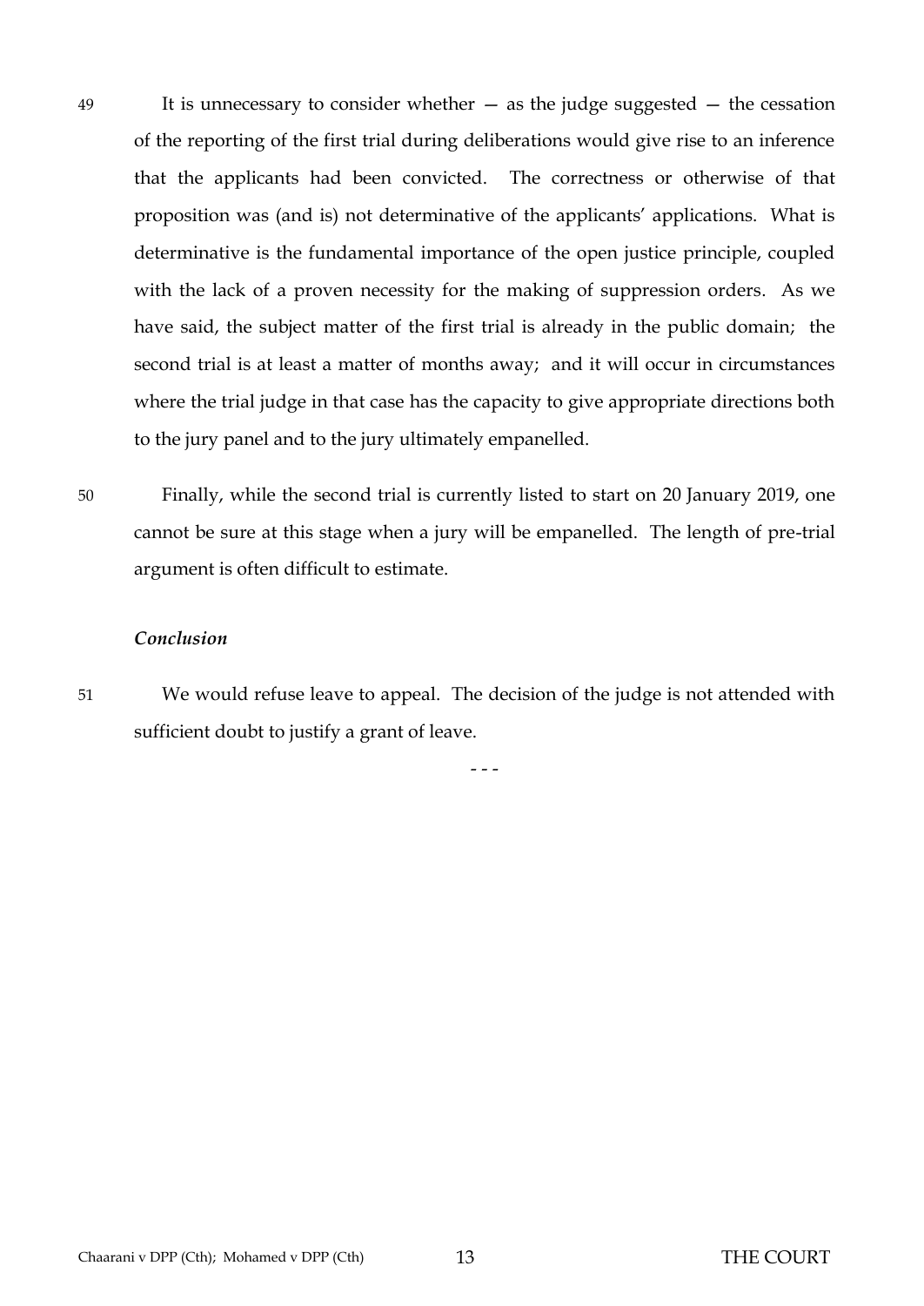49 It is unnecessary to consider whether — as the judge suggested — the cessation of the reporting of the first trial during deliberations would give rise to an inference that the applicants had been convicted. The correctness or otherwise of that proposition was (and is) not determinative of the applicants' applications. What is determinative is the fundamental importance of the open justice principle, coupled with the lack of a proven necessity for the making of suppression orders. As we have said, the subject matter of the first trial is already in the public domain; the second trial is at least a matter of months away; and it will occur in circumstances where the trial judge in that case has the capacity to give appropriate directions both to the jury panel and to the jury ultimately empanelled.

50 Finally, while the second trial is currently listed to start on 20 January 2019, one cannot be sure at this stage when a jury will be empanelled. The length of pre-trial argument is often difficult to estimate.

***Conclusion***

51 We would refuse leave to appeal. The decision of the judge is not attended with sufficient doubt to justify a grant of leave.

- - -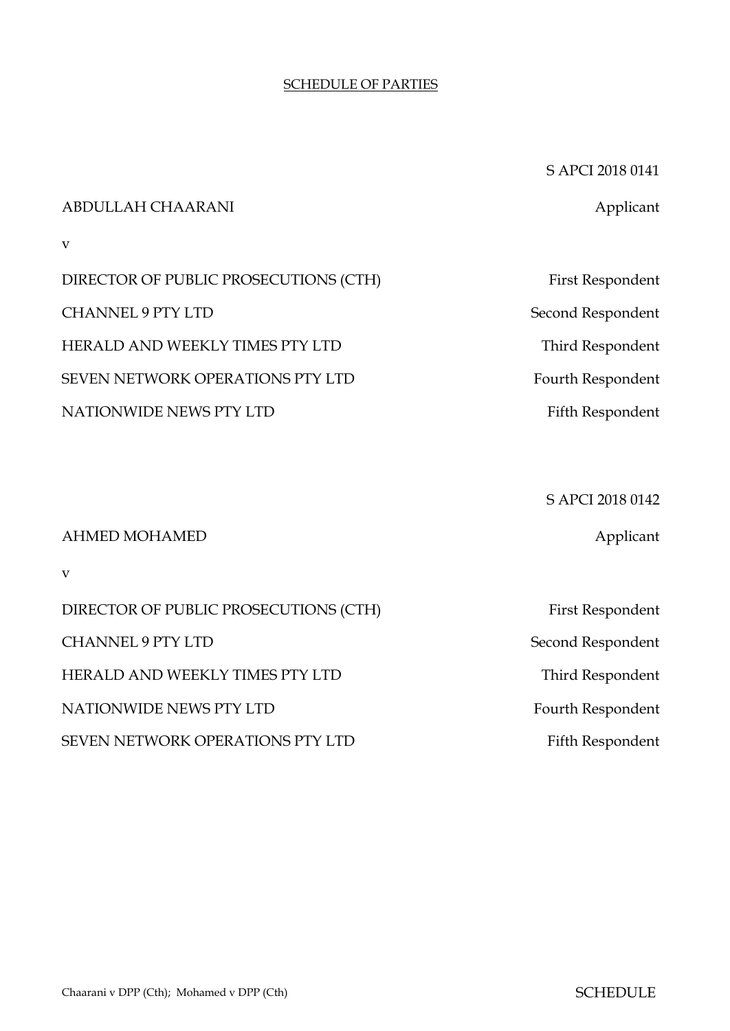<u>SCHEDULE OF PARTIES</u>

S APCI 2018 0141

| | |
|---|---|
| ABDULLAH CHAARANI | Applicant |
| v | |
| DIRECTOR OF PUBLIC PROSECUTIONS (CTH) | First Respondent |
| CHANNEL 9 PTY LTD | Second Respondent |
| HERALD AND WEEKLY TIMES PTY LTD | Third Respondent |
| SEVEN NETWORK OPERATIONS PTY LTD | Fourth Respondent |
| NATIONWIDE NEWS PTY LTD | Fifth Respondent |

S APCI 2018 0142

| | |
|---|---|
| AHMED MOHAMED | Applicant |
| v | |
| DIRECTOR OF PUBLIC PROSECUTIONS (CTH) | First Respondent |
| CHANNEL 9 PTY LTD | Second Respondent |
| HERALD AND WEEKLY TIMES PTY LTD | Third Respondent |
| NATIONWIDE NEWS PTY LTD | Fourth Respondent |
| SEVEN NETWORK OPERATIONS PTY LTD | Fifth Respondent |